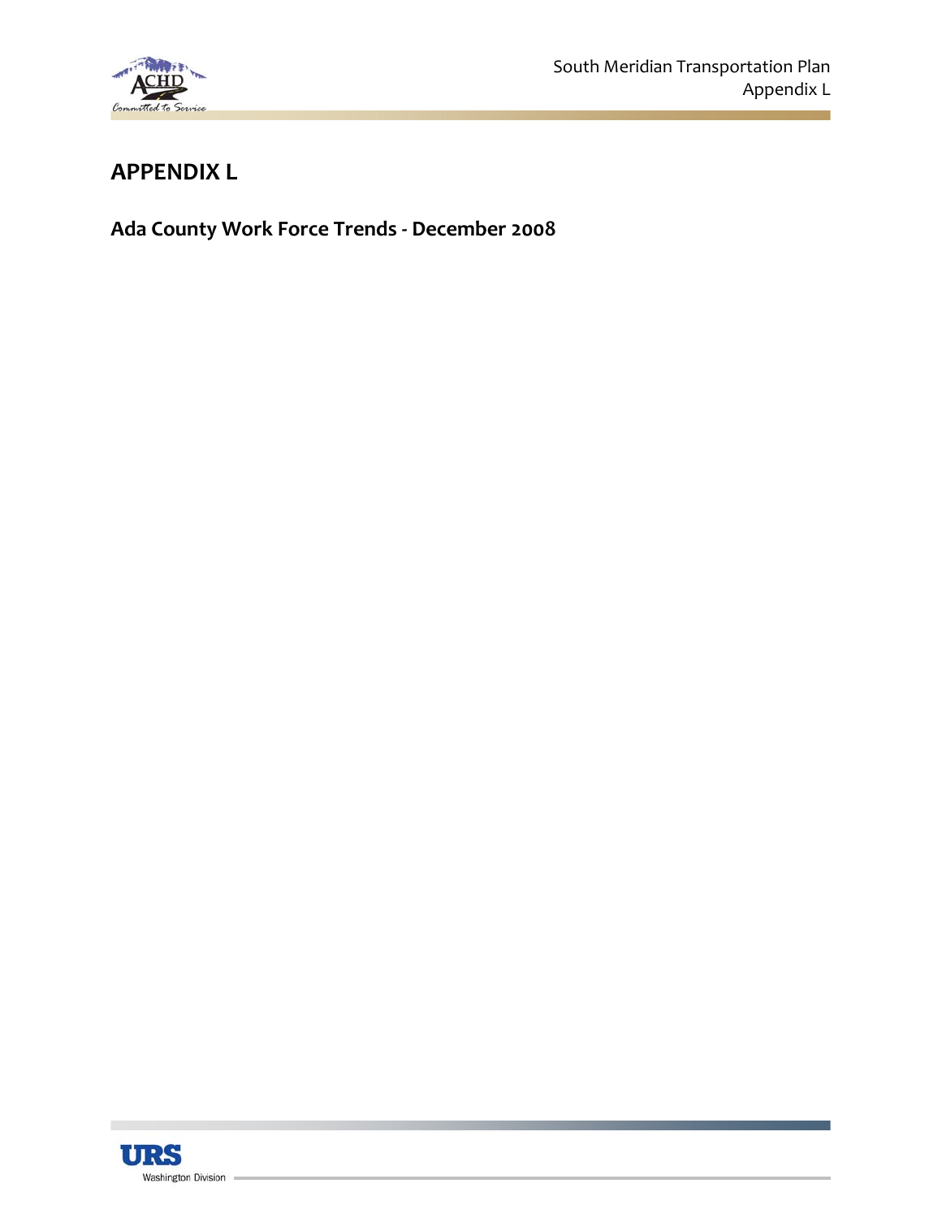# APPENDIX L

## Ada County Work Force Trends - December 2008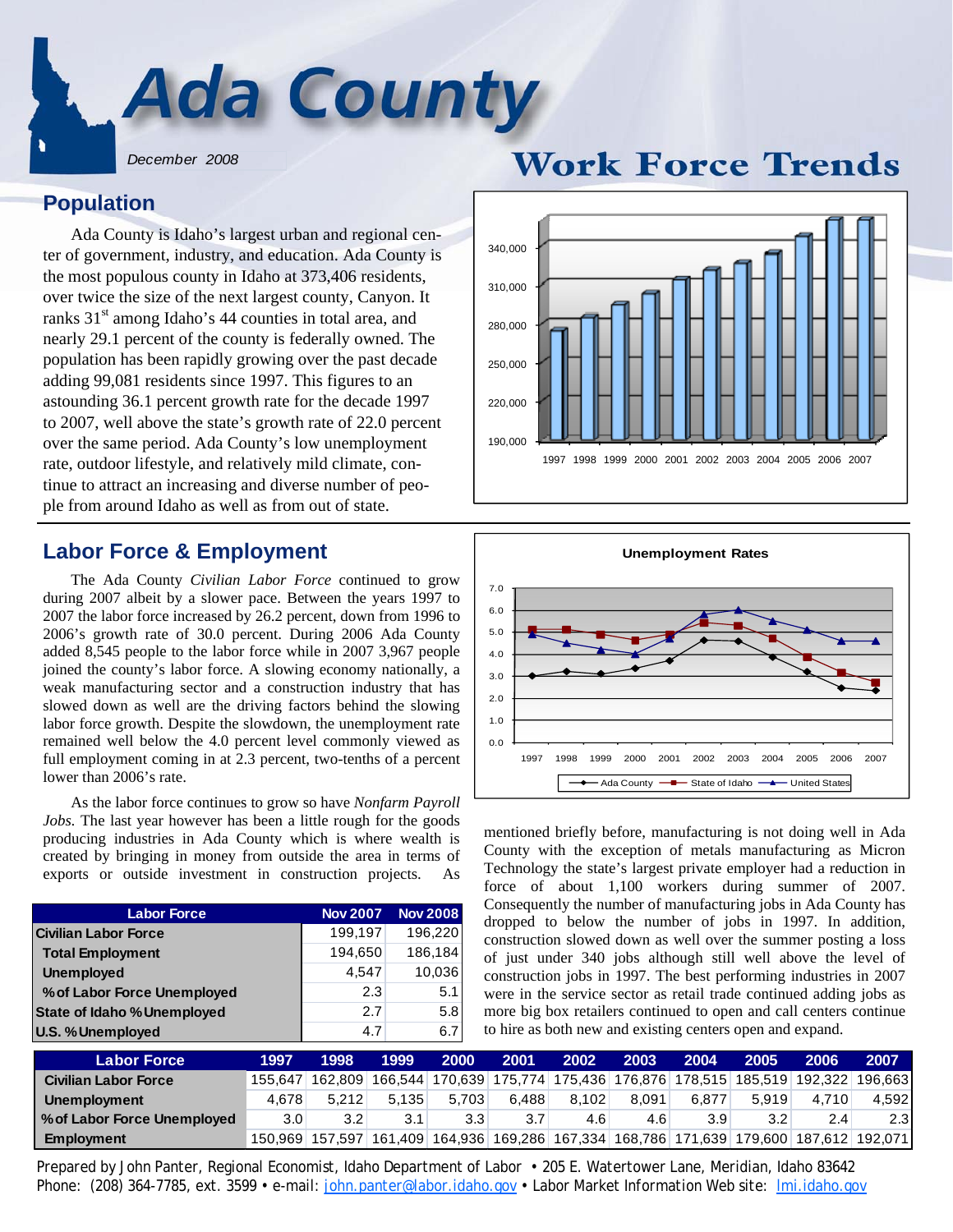# Ada County

December 2008

## Work Force Trends

## Population

Ada County is Idaho's largest urban and regional center of government, industry, and education. Ada County is the most populous county in Idaho at 373,406 residents, over twice the size of the next largest county, Canyon. It ranks 31st among Idaho's 44 counties in total area, and nearly 29.1 percent of the county is federally owned. The population has been rapidly growing over the past decade adding 99,081 residents since 1997. This figures to an astounding 36.1 percent growth rate for the decade 1997 to 2007, well above the state's growth rate of 22.0 percent over the same period. Ada County's low unemployment rate, outdoor lifestyle, and relatively mild climate, continue to attract an increasing and diverse number of people from around Idaho as well as from out of state.

## Labor Force & Employment

The Ada County *Civilian Labor Force* continued to grow during 2007 albeit by a slower pace. Between the years 1997 to 2007 the labor force increased by 26.2 percent, down from 1996 to 2006's growth rate of 30.0 percent. During 2006 Ada County added 8,545 people to the labor force while in 2007 3,967 people joined the county's labor force. A slowing economy nationally, a weak manufacturing sector and a construction industry that has slowed down as well are the driving factors behind the slowing labor force growth. Despite the slowdown, the unemployment rate remained well below the 4.0 percent level commonly viewed as full employment coming in at 2.3 percent, two-tenths of a percent lower than 2006's rate.

As the labor force continues to grow so have *Nonfarm Payroll Jobs.* The last year however has been a little rough for the goods producing industries in Ada County which is where wealth is created by bringing in money from outside the area in terms of exports or outside investment in construction projects. As mentioned briefly before, manufacturing is not doing well in Ada County with the exception of metals manufacturing as Micron Technology the state's largest private employer had a reduction in force of about 1,100 workers during summer of 2007. Consequently the number of manufacturing jobs in Ada County has dropped to below the number of jobs in 1997. In addition, construction slowed down as well over the summer posting a loss of just under 340 jobs although still well above the level of construction jobs in 1997. The best performing industries in 2007 were in the service sector as retail trade continued adding jobs as more big box retailers continued to open and call centers continue to hire as both new and existing centers open and expand.

| Labor Force | Nov 2007 | Nov 2008 |
|---|---|---|
| Civilian Labor Force | 199,197 | 196,220 |
| Total Employment | 194,650 | 186,184 |
| Unemployed | 4,547 | 10,036 |
| % of Labor Force Unemployed | 2.3 | 5.1 |
| State of Idaho % Unemployed | 2.7 | 5.8 |
| U.S. % Unemployed | 4.7 | 6.7 |

**Unemployment Rates**

| Labor Force | 1997 | 1998 | 1999 | 2000 | 2001 | 2002 | 2003 | 2004 | 2005 | 2006 | 2007 |
|---|---|---|---|---|---|---|---|---|---|---|---|
| Civilian Labor Force | 155,647 | 162,809 | 166,544 | 170,639 | 175,774 | 175,436 | 176,876 | 178,515 | 185,519 | 192,322 | 196,663 |
| Unemployment | 4,678 | 5,212 | 5,135 | 5,703 | 6,488 | 8,102 | 8,091 | 6,877 | 5,919 | 4,710 | 4,592 |
| % of Labor Force Unemployed | 3.0 | 3.2 | 3.1 | 3.3 | 3.7 | 4.6 | 4.6 | 3.9 | 3.2 | 2.4 | 2.3 |
| Employment | 150,969 | 157,597 | 161,409 | 164,936 | 169,286 | 167,334 | 168,786 | 171,639 | 179,600 | 187,612 | 192,071 |

Prepared by John Panter, Regional Economist, Idaho Department of Labor • 205 E. Watertower Lane, Meridian, Idaho 83642
Phone: (208) 364-7785, ext. 3599 • e-mail: john.panter@labor.idaho.gov • Labor Market Information Web site: lmi.idaho.gov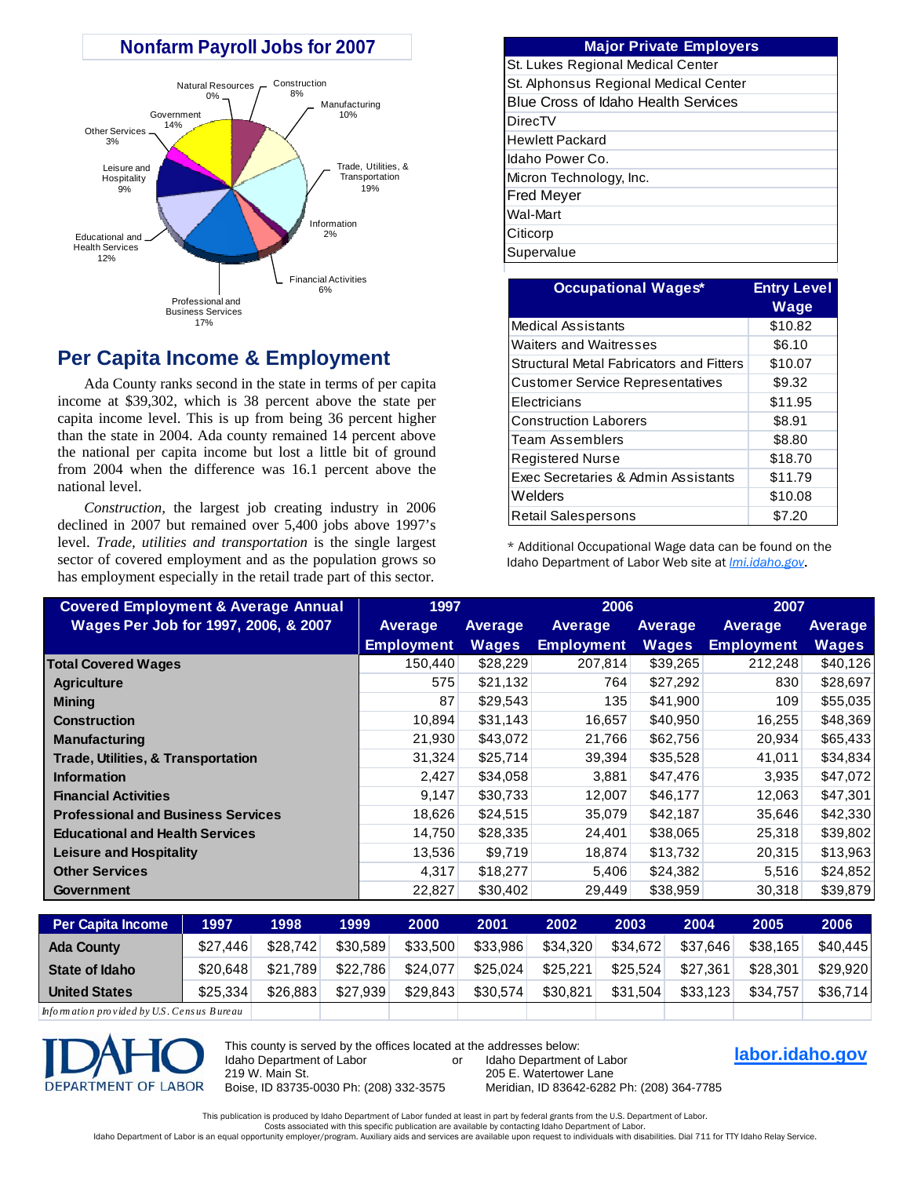## Nonfarm Payroll Jobs for 2007

Natural Resources 0%
Construction 8%
Manufacturing 10%
Trade, Utilities, & Transportation 19%
Information 2%
Financial Activities 6%
Professional and Business Services 17%
Educational and Health Services 12%
Leisure and Hospitality 9%
Other Services 3%
Government 14%

## Per Capita Income & Employment

Ada County ranks second in the state in terms of per capita income at $39,302, which is 38 percent above the state per capita income level. This is up from being 36 percent higher than the state in 2004. Ada county remained 14 percent above the national per capita income but lost a little bit of ground from 2004 when the difference was 16.1 percent above the national level.

*Construction,* the largest job creating industry in 2006 declined in 2007 but remained over 5,400 jobs above 1997's level. *Trade, utilities and transportation* is the single largest sector of covered employment and as the population grows so has employment especially in the retail trade part of this sector.

| Major Private Employers |
|---|
| St. Lukes Regional Medical Center |
| St. Alphonsus Regional Medical Center |
| Blue Cross of Idaho Health Services |
| DirecTV |
| Hewlett Packard |
| Idaho Power Co. |
| Micron Technology, Inc. |
| Fred Meyer |
| Wal-Mart |
| Citicorp |
| Supervalue |

| Occupational Wages* | Entry Level Wage |
|---|---|
| Medical Assistants | $10.82 |
| Waiters and Waitresses | $6.10 |
| Structural Metal Fabricators and Fitters | $10.07 |
| Customer Service Representatives | $9.32 |
| Electricians | $11.95 |
| Construction Laborers | $8.91 |
| Team Assemblers | $8.80 |
| Registered Nurse | $18.70 |
| Exec Secretaries & Admin Assistants | $11.79 |
| Welders | $10.08 |
| Retail Salespersons | $7.20 |

* Additional Occupational Wage data can be found on the Idaho Department of Labor Web site at lmi.idaho.gov.

| Covered Employment & Average Annual Wages Per Job for 1997, 2006, & 2007 | 1997 | | 2006 | | 2007 | |
|---|---|---|---|---|---|---|
| | Average Employment | Average Wages | Average Employment | Average Wages | Average Employment | Average Wages |
| **Total Covered Wages** | 150,440 | $28,229 | 207,814 | $39,265 | 212,248 | $40,126 |
| **Agriculture** | 575 | $21,132 | 764 | $27,292 | 830 | $28,697 |
| **Mining** | 87 | $29,543 | 135 | $41,900 | 109 | $55,035 |
| **Construction** | 10,894 | $31,143 | 16,657 | $40,950 | 16,255 | $48,369 |
| **Manufacturing** | 21,930 | $43,072 | 21,766 | $62,756 | 20,934 | $65,433 |
| **Trade, Utilities, & Transportation** | 31,324 | $25,714 | 39,394 | $35,528 | 41,011 | $34,834 |
| **Information** | 2,427 | $34,058 | 3,881 | $47,476 | 3,935 | $47,072 |
| **Financial Activities** | 9,147 | $30,733 | 12,007 | $46,177 | 12,063 | $47,301 |
| **Professional and Business Services** | 18,626 | $24,515 | 35,079 | $42,187 | 35,646 | $42,330 |
| **Educational and Health Services** | 14,750 | $28,335 | 24,401 | $38,065 | 25,318 | $39,802 |
| **Leisure and Hospitality** | 13,536 | $9,719 | 18,874 | $13,732 | 20,315 | $13,963 |
| **Other Services** | 4,317 | $18,277 | 5,406 | $24,382 | 5,516 | $24,852 |
| **Government** | 22,827 | $30,402 | 29,449 | $38,959 | 30,318 | $39,879 |

| Per Capita Income | 1997 | 1998 | 1999 | 2000 | 2001 | 2002 | 2003 | 2004 | 2005 | 2006 |
|---|---|---|---|---|---|---|---|---|---|---|
| **Ada County** | $27,446 | $28,742 | $30,589 | $33,500 | $33,986 | $34,320 | $34,672 | $37,646 | $38,165 | $40,445 |
| **State of Idaho** | $20,648 | $21,789 | $22,786 | $24,077 | $25,024 | $25,221 | $25,524 | $27,361 | $28,301 | $29,920 |
| **United States** | $25,334 | $26,883 | $27,939 | $29,843 | $30,574 | $30,821 | $31,504 | $33,123 | $34,757 | $36,714 |

*Information provided by U.S. Census Bureau*

IDAHO DEPARTMENT OF LABOR

This county is served by the offices located at the addresses below:

Idaho Department of Labor
219 W. Main St.
Boise, ID 83735-0030 Ph: (208) 332-3575

or

Idaho Department of Labor
205 E. Watertower Lane
Meridian, ID 83642-6282 Ph: (208) 364-7785

**labor.idaho.gov**

This publication is produced by Idaho Department of Labor funded at least in part by federal grants from the U.S. Department of Labor.
Costs associated with this specific publication are available by contacting Idaho Department of Labor.
Idaho Department of Labor is an equal opportunity employer/program. Auxiliary aids and services are available upon request to individuals with disabilities. Dial 711 for TTY Idaho Relay Service.